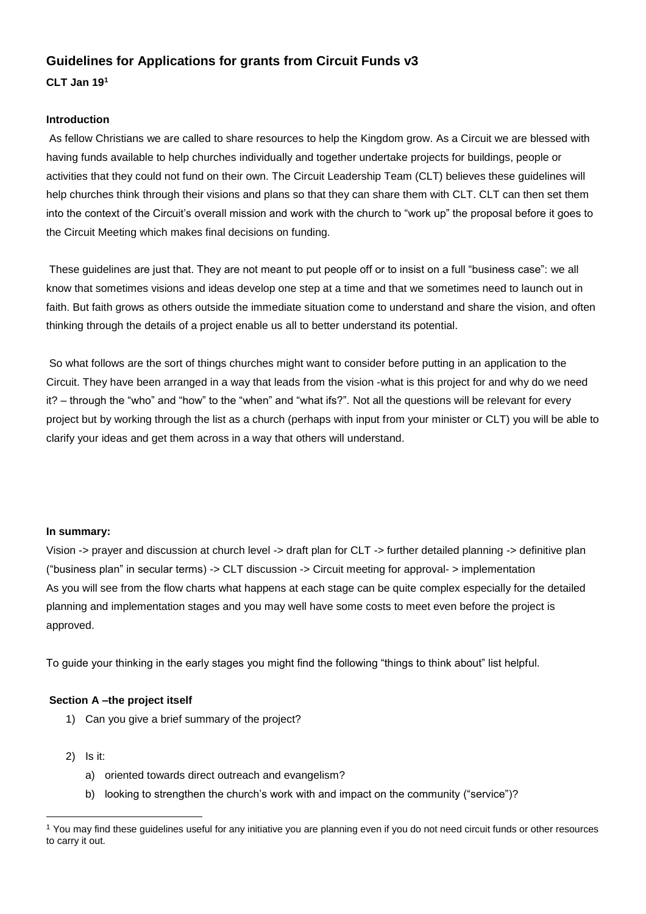## Guidelines for Applications for grants from Circuit Funds v3

**CLT Jan 19[1]**

**Introduction**

As fellow Christians we are called to share resources to help the Kingdom grow. As a Circuit we are blessed with having funds available to help churches individually and together undertake projects for buildings, people or activities that they could not fund on their own. The Circuit Leadership Team (CLT) believes these guidelines will help churches think through their visions and plans so that they can share them with CLT. CLT can then set them into the context of the Circuit's overall mission and work with the church to "work up" the proposal before it goes to the Circuit Meeting which makes final decisions on funding.

These guidelines are just that. They are not meant to put people off or to insist on a full "business case": we all know that sometimes visions and ideas develop one step at a time and that we sometimes need to launch out in faith. But faith grows as others outside the immediate situation come to understand and share the vision, and often thinking through the details of a project enable us all to better understand its potential.

So what follows are the sort of things churches might want to consider before putting in an application to the Circuit. They have been arranged in a way that leads from the vision -what is this project for and why do we need it? – through the "who" and "how" to the "when" and "what ifs?". Not all the questions will be relevant for every project but by working through the list as a church (perhaps with input from your minister or CLT) you will be able to clarify your ideas and get them across in a way that others will understand.

**In summary:**

Vision -> prayer and discussion at church level -> draft plan for CLT -> further detailed planning -> definitive plan ("business plan" in secular terms) -> CLT discussion -> Circuit meeting for approval- > implementation

As you will see from the flow charts what happens at each stage can be quite complex especially for the detailed planning and implementation stages and you may well have some costs to meet even before the project is approved.

To guide your thinking in the early stages you might find the following "things to think about" list helpful.

**Section A –the project itself**

1) Can you give a brief summary of the project?

2) Is it:
   a) oriented towards direct outreach and evangelism?
   b) looking to strengthen the church's work with and impact on the community ("service")?

[1] You may find these guidelines useful for any initiative you are planning even if you do not need circuit funds or other resources to carry it out.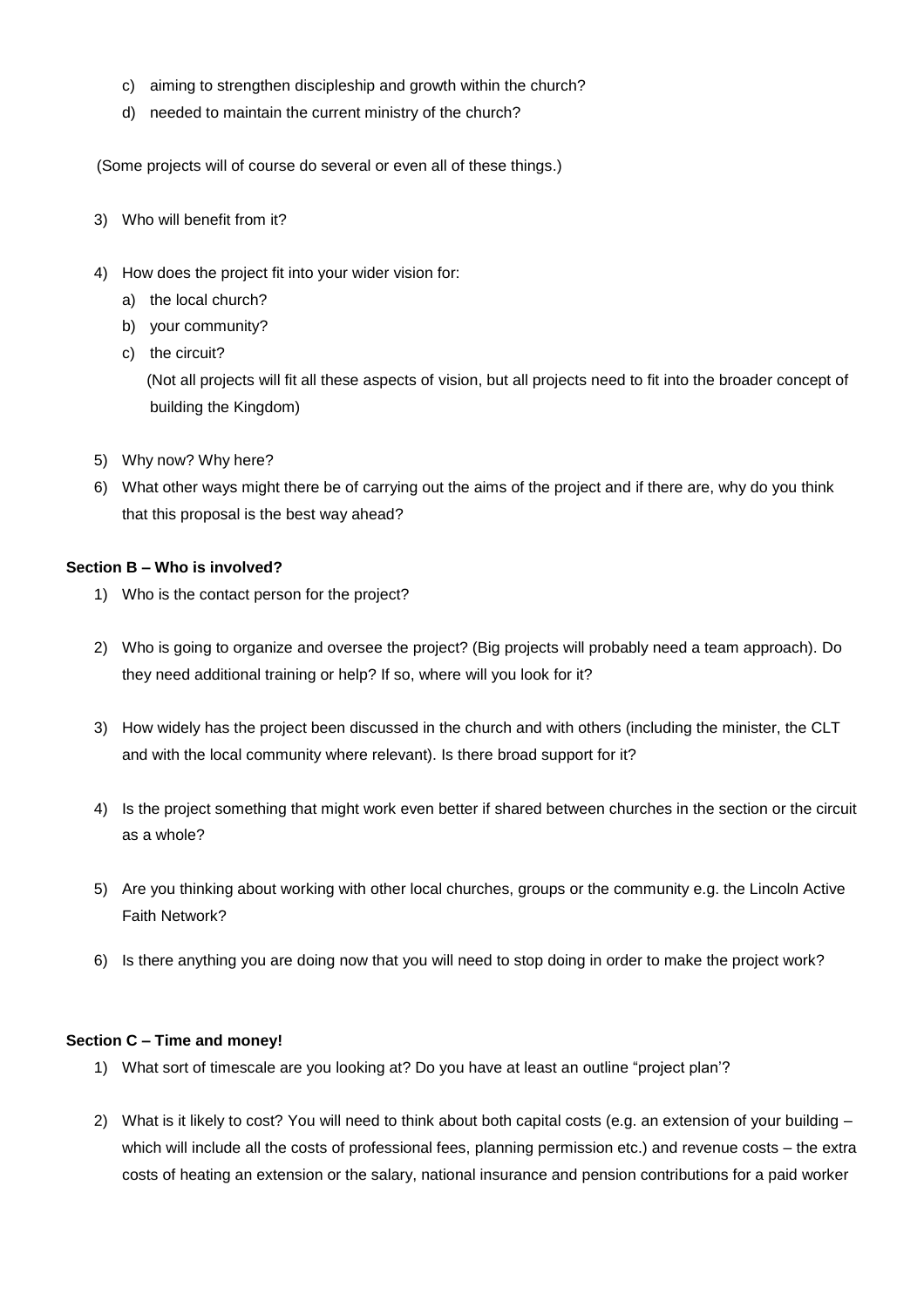c) aiming to strengthen discipleship and growth within the church?
d) needed to maintain the current ministry of the church?

(Some projects will of course do several or even all of these things.)

3) Who will benefit from it?

4) How does the project fit into your wider vision for:
   a) the local church?
   b) your community?
   c) the circuit?
   (Not all projects will fit all these aspects of vision, but all projects need to fit into the broader concept of building the Kingdom)

5) Why now? Why here?
6) What other ways might there be of carrying out the aims of the project and if there are, why do you think that this proposal is the best way ahead?

**Section B – Who is involved?**

1) Who is the contact person for the project?

2) Who is going to organize and oversee the project? (Big projects will probably need a team approach). Do they need additional training or help? If so, where will you look for it?

3) How widely has the project been discussed in the church and with others (including the minister, the CLT and with the local community where relevant). Is there broad support for it?

4) Is the project something that might work even better if shared between churches in the section or the circuit as a whole?

5) Are you thinking about working with other local churches, groups or the community e.g. the Lincoln Active Faith Network?

6) Is there anything you are doing now that you will need to stop doing in order to make the project work?

**Section C – Time and money!**

1) What sort of timescale are you looking at? Do you have at least an outline "project plan'?

2) What is it likely to cost? You will need to think about both capital costs (e.g. an extension of your building – which will include all the costs of professional fees, planning permission etc.) and revenue costs – the extra costs of heating an extension or the salary, national insurance and pension contributions for a paid worker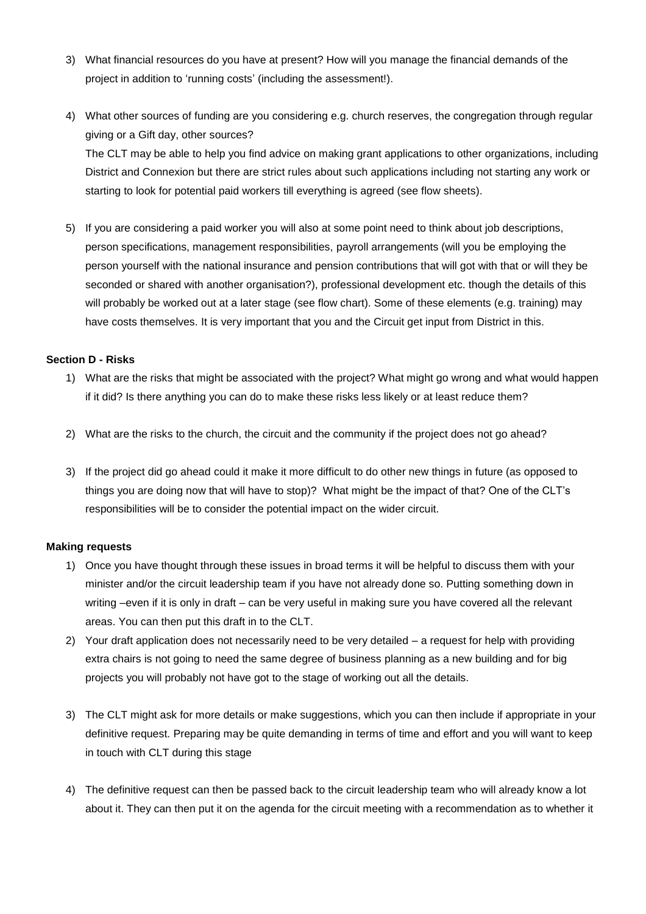3) What financial resources do you have at present? How will you manage the financial demands of the project in addition to 'running costs' (including the assessment!).

4) What other sources of funding are you considering e.g. church reserves, the congregation through regular giving or a Gift day, other sources?
   The CLT may be able to help you find advice on making grant applications to other organizations, including District and Connexion but there are strict rules about such applications including not starting any work or starting to look for potential paid workers till everything is agreed (see flow sheets).

5) If you are considering a paid worker you will also at some point need to think about job descriptions, person specifications, management responsibilities, payroll arrangements (will you be employing the person yourself with the national insurance and pension contributions that will got with that or will they be seconded or shared with another organisation?), professional development etc. though the details of this will probably be worked out at a later stage (see flow chart). Some of these elements (e.g. training) may have costs themselves. It is very important that you and the Circuit get input from District in this.

**Section D - Risks**

1) What are the risks that might be associated with the project? What might go wrong and what would happen if it did? Is there anything you can do to make these risks less likely or at least reduce them?

2) What are the risks to the church, the circuit and the community if the project does not go ahead?

3) If the project did go ahead could it make it more difficult to do other new things in future (as opposed to things you are doing now that will have to stop)? What might be the impact of that? One of the CLT's responsibilities will be to consider the potential impact on the wider circuit.

**Making requests**

1) Once you have thought through these issues in broad terms it will be helpful to discuss them with your minister and/or the circuit leadership team if you have not already done so. Putting something down in writing –even if it is only in draft – can be very useful in making sure you have covered all the relevant areas. You can then put this draft in to the CLT.
2) Your draft application does not necessarily need to be very detailed – a request for help with providing extra chairs is not going to need the same degree of business planning as a new building and for big projects you will probably not have got to the stage of working out all the details.

3) The CLT might ask for more details or make suggestions, which you can then include if appropriate in your definitive request. Preparing may be quite demanding in terms of time and effort and you will want to keep in touch with CLT during this stage

4) The definitive request can then be passed back to the circuit leadership team who will already know a lot about it. They can then put it on the agenda for the circuit meeting with a recommendation as to whether it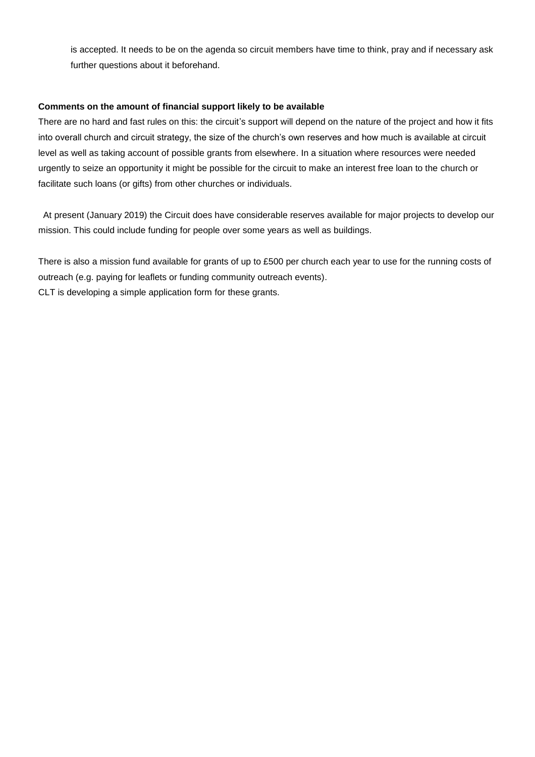is accepted. It needs to be on the agenda so circuit members have time to think, pray and if necessary ask further questions about it beforehand.

**Comments on the amount of financial support likely to be available**

There are no hard and fast rules on this: the circuit's support will depend on the nature of the project and how it fits into overall church and circuit strategy, the size of the church's own reserves and how much is available at circuit level as well as taking account of possible grants from elsewhere. In a situation where resources were needed urgently to seize an opportunity it might be possible for the circuit to make an interest free loan to the church or facilitate such loans (or gifts) from other churches or individuals.

At present (January 2019) the Circuit does have considerable reserves available for major projects to develop our mission. This could include funding for people over some years as well as buildings.

There is also a mission fund available for grants of up to £500 per church each year to use for the running costs of outreach (e.g. paying for leaflets or funding community outreach events).
CLT is developing a simple application form for these grants.